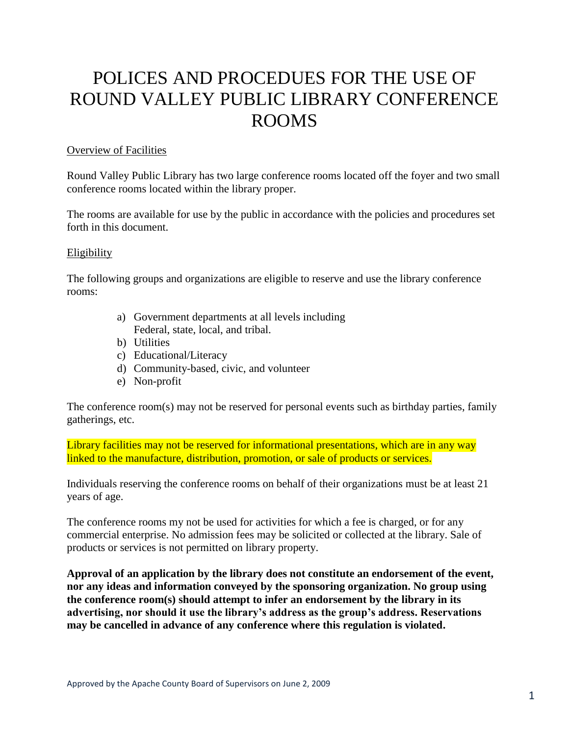# POLICES AND PROCEDUES FOR THE USE OF ROUND VALLEY PUBLIC LIBRARY CONFERENCE ROOMS

Overview of Facilities

Round Valley Public Library has two large conference rooms located off the foyer and two small conference rooms located within the library proper.

The rooms are available for use by the public in accordance with the policies and procedures set forth in this document.

Eligibility

The following groups and organizations are eligible to reserve and use the library conference rooms:

a) Government departments at all levels including Federal, state, local, and tribal.
b) Utilities
c) Educational/Literacy
d) Community-based, civic, and volunteer
e) Non-profit

The conference room(s) may not be reserved for personal events such as birthday parties, family gatherings, etc.

Library facilities may not be reserved for informational presentations, which are in any way linked to the manufacture, distribution, promotion, or sale of products or services.

Individuals reserving the conference rooms on behalf of their organizations must be at least 21 years of age.

The conference rooms my not be used for activities for which a fee is charged, or for any commercial enterprise. No admission fees may be solicited or collected at the library. Sale of products or services is not permitted on library property.

**Approval of an application by the library does not constitute an endorsement of the event, nor any ideas and information conveyed by the sponsoring organization. No group using the conference room(s) should attempt to infer an endorsement by the library in its advertising, nor should it use the library's address as the group's address. Reservations may be cancelled in advance of any conference where this regulation is violated.**

Approved by the Apache County Board of Supervisors on June 2, 2009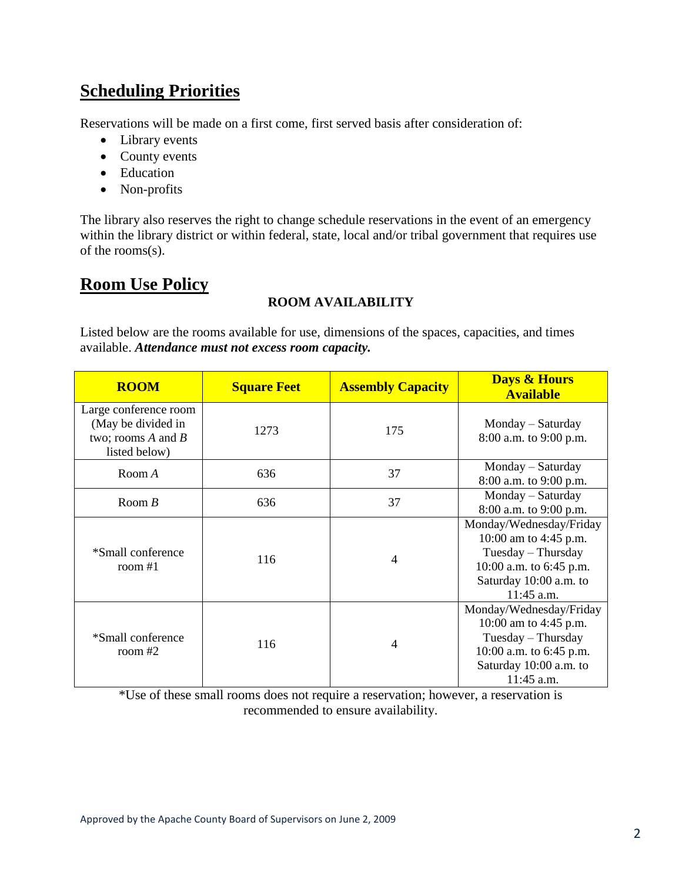## Scheduling Priorities

Reservations will be made on a first come, first served basis after consideration of:

- Library events
- County events
- Education
- Non-profits

The library also reserves the right to change schedule reservations in the event of an emergency within the library district or within federal, state, local and/or tribal government that requires use of the rooms(s).

## Room Use Policy

**ROOM AVAILABILITY**

Listed below are the rooms available for use, dimensions of the spaces, capacities, and times available. ***Attendance must not excess room capacity.***

| ROOM | Square Feet | Assembly Capacity | Days & Hours Available |
|---|---|---|---|
| Large conference room (May be divided in two; rooms *A* and *B* listed below) | 1273 | 175 | Monday – Saturday 8:00 a.m. to 9:00 p.m. |
| Room *A* | 636 | 37 | Monday – Saturday 8:00 a.m. to 9:00 p.m. |
| Room *B* | 636 | 37 | Monday – Saturday 8:00 a.m. to 9:00 p.m. |
| *Small conference room #1 | 116 | 4 | Monday/Wednesday/Friday 10:00 am to 4:45 p.m. Tuesday – Thursday 10:00 a.m. to 6:45 p.m. Saturday 10:00 a.m. to 11:45 a.m. |
| *Small conference room #2 | 116 | 4 | Monday/Wednesday/Friday 10:00 am to 4:45 p.m. Tuesday – Thursday 10:00 a.m. to 6:45 p.m. Saturday 10:00 a.m. to 11:45 a.m. |

*Use of these small rooms does not require a reservation; however, a reservation is recommended to ensure availability.

Approved by the Apache County Board of Supervisors on June 2, 2009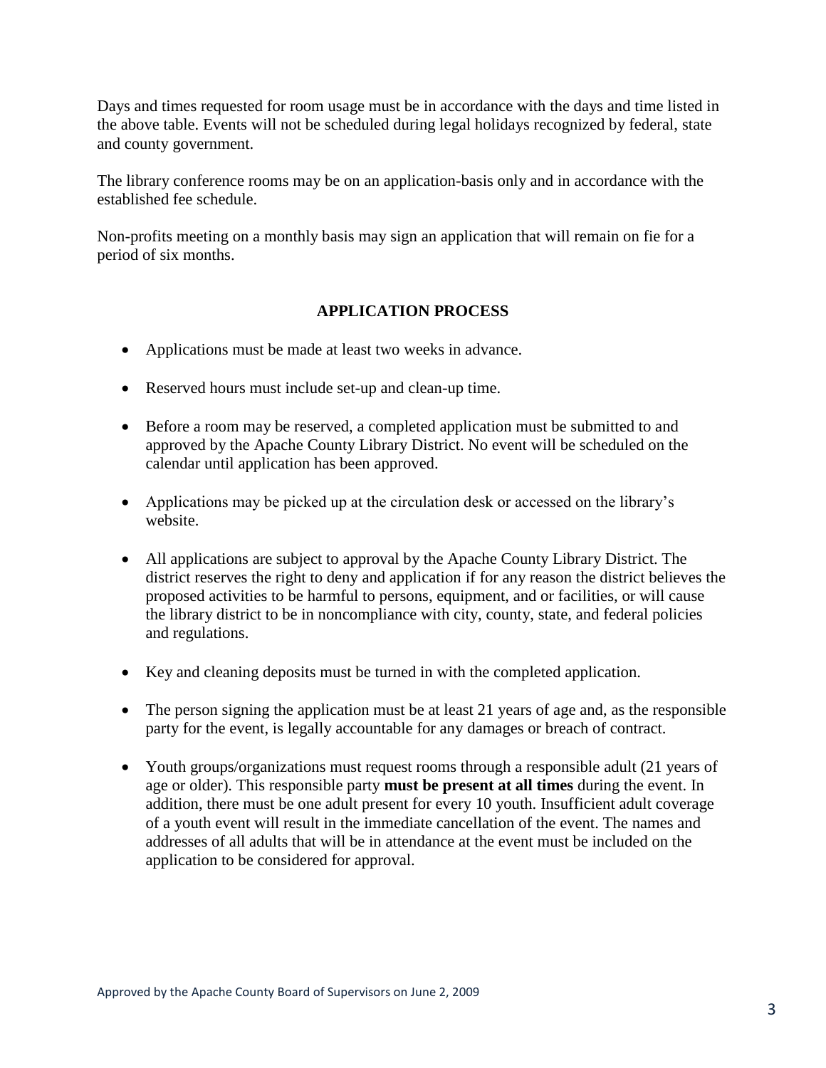Days and times requested for room usage must be in accordance with the days and time listed in the above table. Events will not be scheduled during legal holidays recognized by federal, state and county government.

The library conference rooms may be on an application-basis only and in accordance with the established fee schedule.

Non-profits meeting on a monthly basis may sign an application that will remain on fie for a period of six months.

## APPLICATION PROCESS

- Applications must be made at least two weeks in advance.
- Reserved hours must include set-up and clean-up time.
- Before a room may be reserved, a completed application must be submitted to and approved by the Apache County Library District. No event will be scheduled on the calendar until application has been approved.
- Applications may be picked up at the circulation desk or accessed on the library's website.
- All applications are subject to approval by the Apache County Library District. The district reserves the right to deny and application if for any reason the district believes the proposed activities to be harmful to persons, equipment, and or facilities, or will cause the library district to be in noncompliance with city, county, state, and federal policies and regulations.
- Key and cleaning deposits must be turned in with the completed application.
- The person signing the application must be at least 21 years of age and, as the responsible party for the event, is legally accountable for any damages or breach of contract.
- Youth groups/organizations must request rooms through a responsible adult (21 years of age or older). This responsible party **must be present at all times** during the event. In addition, there must be one adult present for every 10 youth. Insufficient adult coverage of a youth event will result in the immediate cancellation of the event. The names and addresses of all adults that will be in attendance at the event must be included on the application to be considered for approval.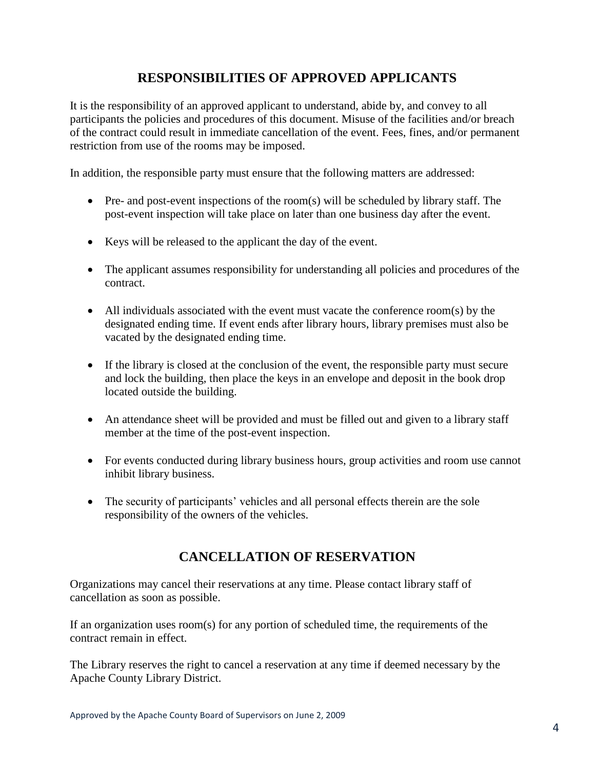## RESPONSIBILITIES OF APPROVED APPLICANTS

It is the responsibility of an approved applicant to understand, abide by, and convey to all participants the policies and procedures of this document. Misuse of the facilities and/or breach of the contract could result in immediate cancellation of the event. Fees, fines, and/or permanent restriction from use of the rooms may be imposed.

In addition, the responsible party must ensure that the following matters are addressed:

- Pre- and post-event inspections of the room(s) will be scheduled by library staff. The post-event inspection will take place on later than one business day after the event.
- Keys will be released to the applicant the day of the event.
- The applicant assumes responsibility for understanding all policies and procedures of the contract.
- All individuals associated with the event must vacate the conference room(s) by the designated ending time. If event ends after library hours, library premises must also be vacated by the designated ending time.
- If the library is closed at the conclusion of the event, the responsible party must secure and lock the building, then place the keys in an envelope and deposit in the book drop located outside the building.
- An attendance sheet will be provided and must be filled out and given to a library staff member at the time of the post-event inspection.
- For events conducted during library business hours, group activities and room use cannot inhibit library business.
- The security of participants' vehicles and all personal effects therein are the sole responsibility of the owners of the vehicles.

## CANCELLATION OF RESERVATION

Organizations may cancel their reservations at any time. Please contact library staff of cancellation as soon as possible.

If an organization uses room(s) for any portion of scheduled time, the requirements of the contract remain in effect.

The Library reserves the right to cancel a reservation at any time if deemed necessary by the Apache County Library District.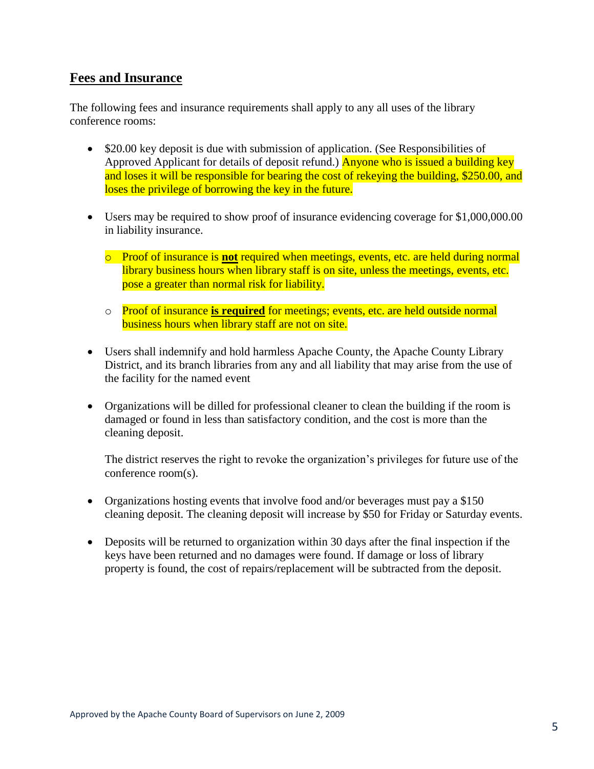## **Fees and Insurance**

The following fees and insurance requirements shall apply to any all uses of the library conference rooms:

- $20.00 key deposit is due with submission of application. (See Responsibilities of Approved Applicant for details of deposit refund.) Anyone who is issued a building key and loses it will be responsible for bearing the cost of rekeying the building, $250.00, and loses the privilege of borrowing the key in the future.

- Users may be required to show proof of insurance evidencing coverage for $1,000,000.00 in liability insurance.
  - Proof of insurance is **not** required when meetings, events, etc. are held during normal library business hours when library staff is on site, unless the meetings, events, etc. pose a greater than normal risk for liability.
  - Proof of insurance **is required** for meetings; events, etc. are held outside normal business hours when library staff are not on site.

- Users shall indemnify and hold harmless Apache County, the Apache County Library District, and its branch libraries from any and all liability that may arise from the use of the facility for the named event

- Organizations will be dilled for professional cleaner to clean the building if the room is damaged or found in less than satisfactory condition, and the cost is more than the cleaning deposit.

  The district reserves the right to revoke the organization's privileges for future use of the conference room(s).

- Organizations hosting events that involve food and/or beverages must pay a $150 cleaning deposit. The cleaning deposit will increase by $50 for Friday or Saturday events.

- Deposits will be returned to organization within 30 days after the final inspection if the keys have been returned and no damages were found. If damage or loss of library property is found, the cost of repairs/replacement will be subtracted from the deposit.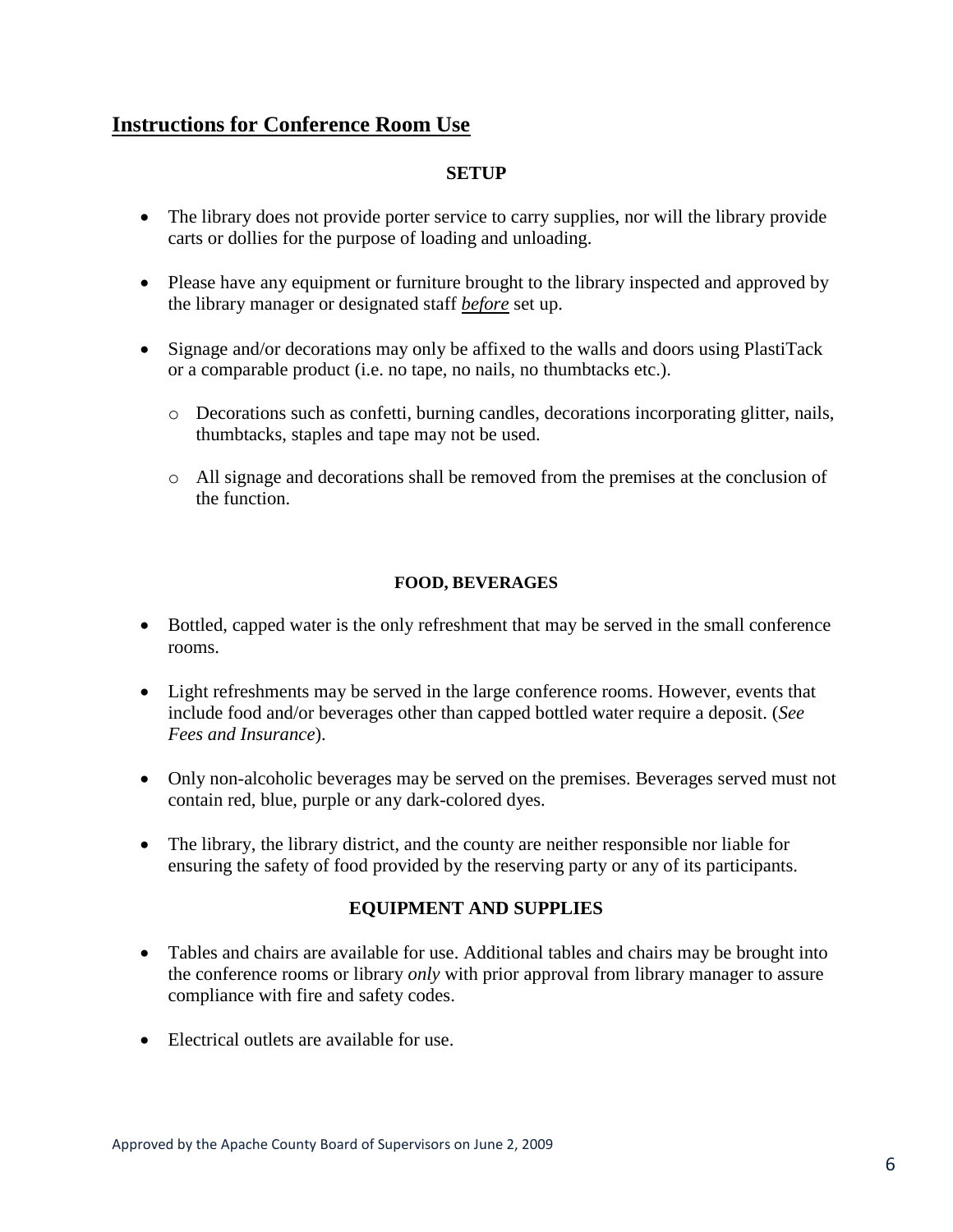## Instructions for Conference Room Use

### SETUP

- The library does not provide porter service to carry supplies, nor will the library provide carts or dollies for the purpose of loading and unloading.
- Please have any equipment or furniture brought to the library inspected and approved by the library manager or designated staff ***before*** set up.
- Signage and/or decorations may only be affixed to the walls and doors using PlastiTack or a comparable product (i.e. no tape, no nails, no thumbtacks etc.).
  - Decorations such as confetti, burning candles, decorations incorporating glitter, nails, thumbtacks, staples and tape may not be used.
  - All signage and decorations shall be removed from the premises at the conclusion of the function.

### FOOD, BEVERAGES

- Bottled, capped water is the only refreshment that may be served in the small conference rooms.
- Light refreshments may be served in the large conference rooms. However, events that include food and/or beverages other than capped bottled water require a deposit. (*See Fees and Insurance*).
- Only non-alcoholic beverages may be served on the premises. Beverages served must not contain red, blue, purple or any dark-colored dyes.
- The library, the library district, and the county are neither responsible nor liable for ensuring the safety of food provided by the reserving party or any of its participants.

### EQUIPMENT AND SUPPLIES

- Tables and chairs are available for use. Additional tables and chairs may be brought into the conference rooms or library *only* with prior approval from library manager to assure compliance with fire and safety codes.
- Electrical outlets are available for use.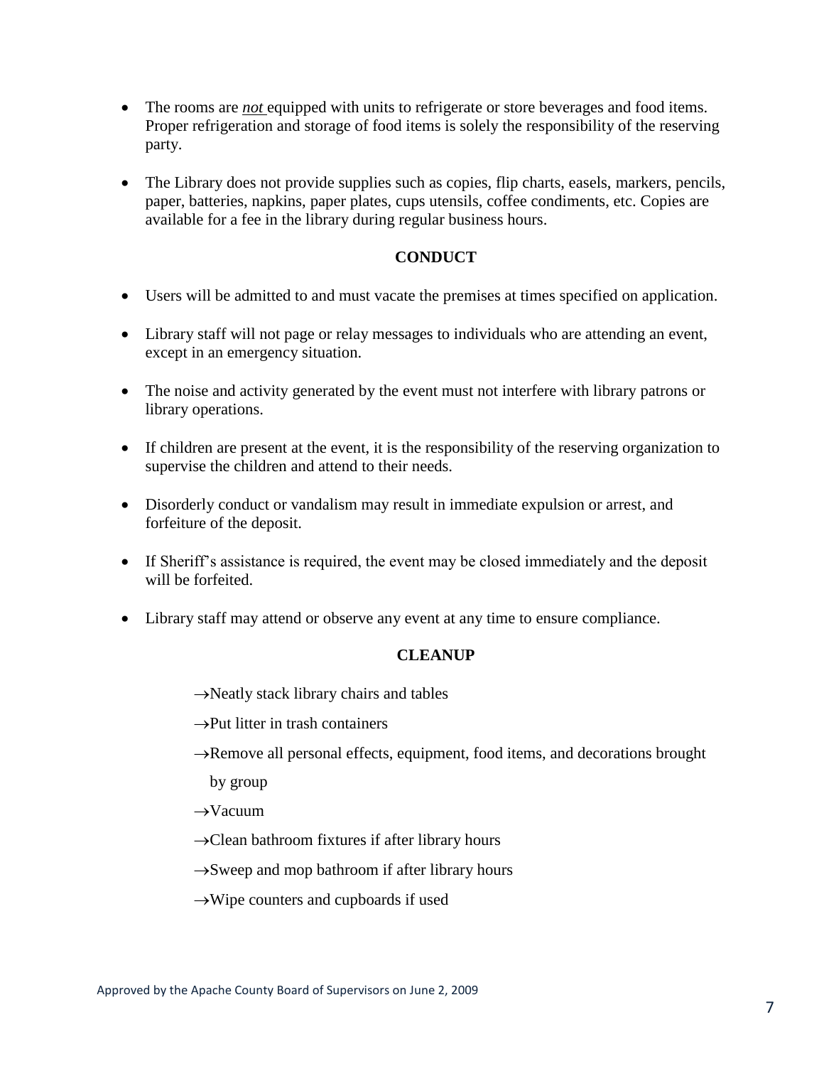- The rooms are ***not*** equipped with units to refrigerate or store beverages and food items. Proper refrigeration and storage of food items is solely the responsibility of the reserving party.

- The Library does not provide supplies such as copies, flip charts, easels, markers, pencils, paper, batteries, napkins, paper plates, cups utensils, coffee condiments, etc. Copies are available for a fee in the library during regular business hours.

**CONDUCT**

- Users will be admitted to and must vacate the premises at times specified on application.

- Library staff will not page or relay messages to individuals who are attending an event, except in an emergency situation.

- The noise and activity generated by the event must not interfere with library patrons or library operations.

- If children are present at the event, it is the responsibility of the reserving organization to supervise the children and attend to their needs.

- Disorderly conduct or vandalism may result in immediate expulsion or arrest, and forfeiture of the deposit.

- If Sheriff's assistance is required, the event may be closed immediately and the deposit will be forfeited.

- Library staff may attend or observe any event at any time to ensure compliance.

**CLEANUP**

→Neatly stack library chairs and tables

→Put litter in trash containers

→Remove all personal effects, equipment, food items, and decorations brought by group

→Vacuum

→Clean bathroom fixtures if after library hours

→Sweep and mop bathroom if after library hours

→Wipe counters and cupboards if used

Approved by the Apache County Board of Supervisors on June 2, 2009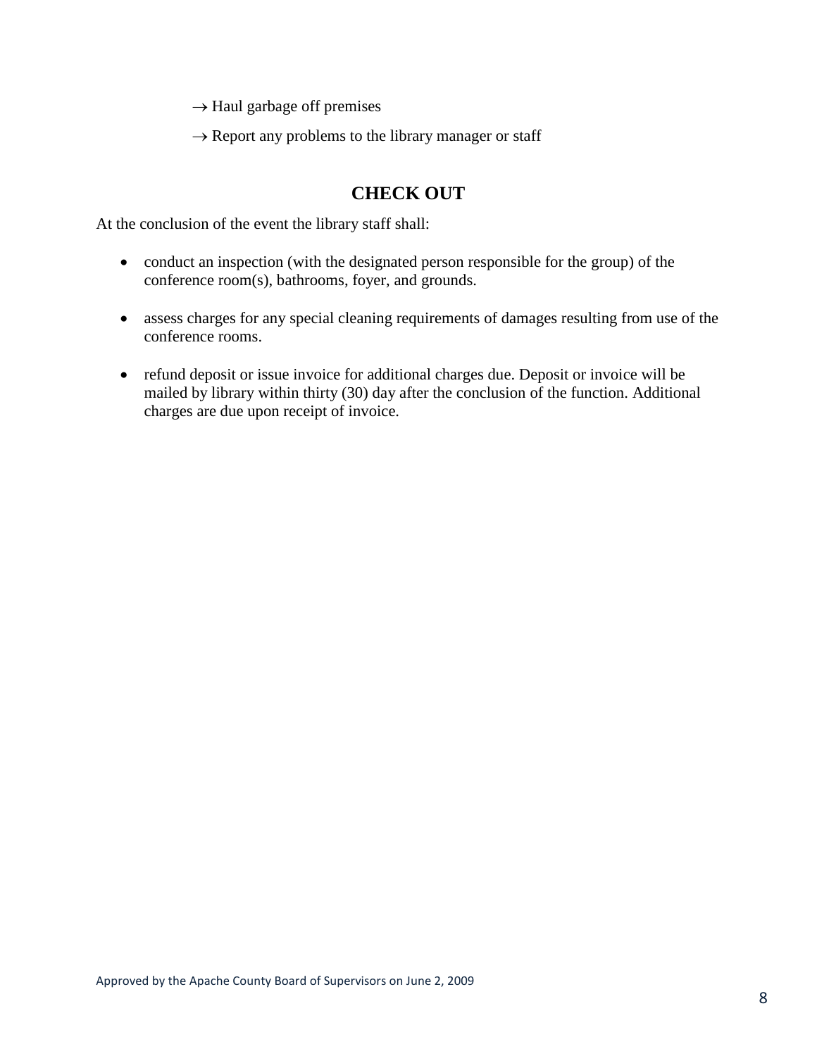→ Haul garbage off premises

→ Report any problems to the library manager or staff

## CHECK OUT

At the conclusion of the event the library staff shall:

- conduct an inspection (with the designated person responsible for the group) of the conference room(s), bathrooms, foyer, and grounds.
- assess charges for any special cleaning requirements of damages resulting from use of the conference rooms.
- refund deposit or issue invoice for additional charges due. Deposit or invoice will be mailed by library within thirty (30) day after the conclusion of the function. Additional charges are due upon receipt of invoice.

Approved by the Apache County Board of Supervisors on June 2, 2009